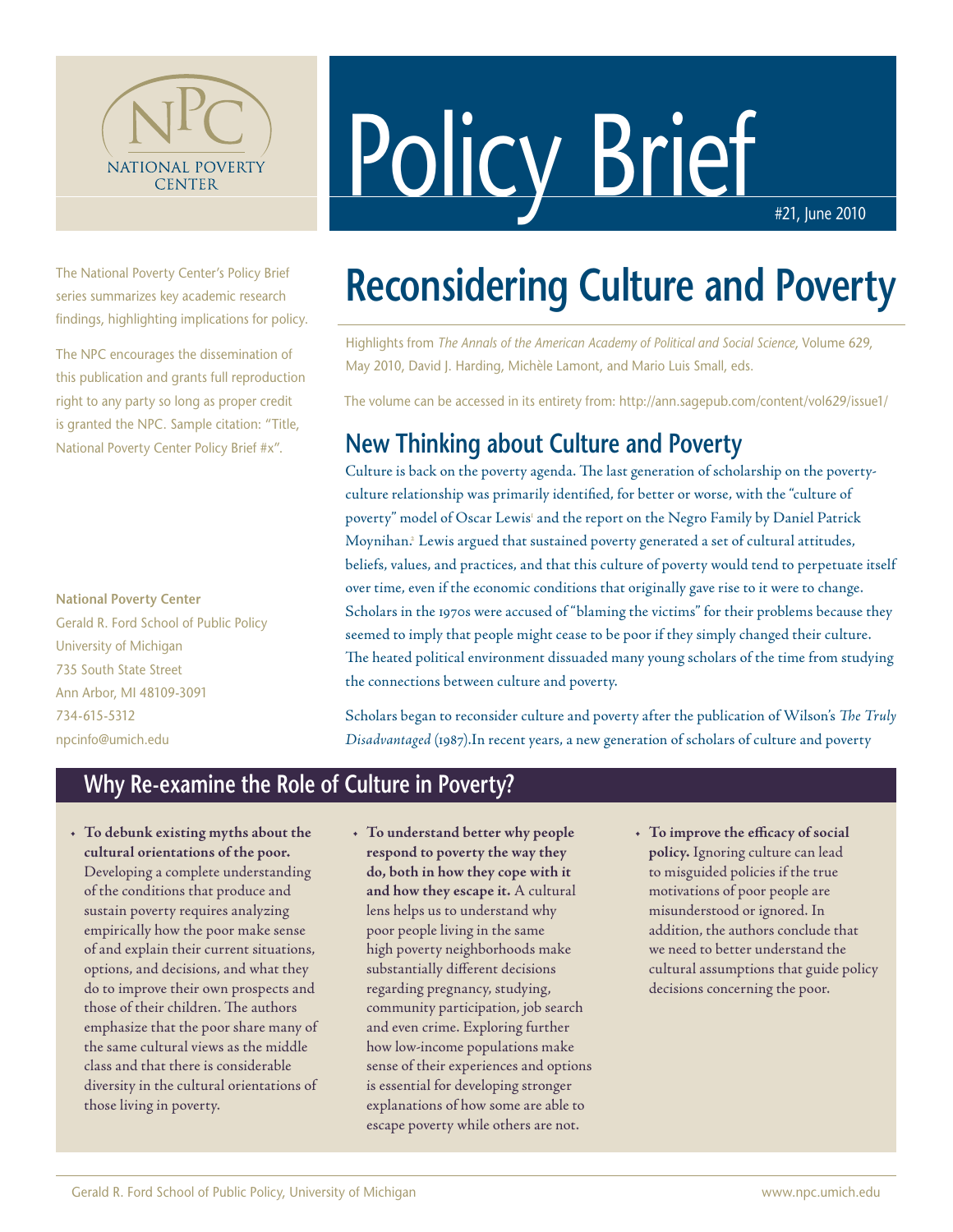NATIONAL POVERTY CENTER

# Policy Brief

#21, June 2010

The National Poverty Center's Policy Brief series summarizes key academic research findings, highlighting implications for policy.

The NPC encourages the dissemination of this publication and grants full reproduction right to any party so long as proper credit is granted the NPC. Sample citation: "Title, National Poverty Center Policy Brief #x".

**National Poverty Center**
Gerald R. Ford School of Public Policy
University of Michigan
735 South State Street
Ann Arbor, MI 48109-3091
734-615-5312
npcinfo@umich.edu

# Reconsidering Culture and Poverty

Highlights from *The Annals of the American Academy of Political and Social Science*, Volume 629, May 2010, David J. Harding, Michèle Lamont, and Mario Luis Small, eds.

The volume can be accessed in its entirety from: http://ann.sagepub.com/content/vol629/issue1/

## New Thinking about Culture and Poverty

Culture is back on the poverty agenda. The last generation of scholarship on the poverty-culture relationship was primarily identified, for better or worse, with the "culture of poverty" model of Oscar Lewis[1] and the report on the Negro Family by Daniel Patrick Moynihan.[2] Lewis argued that sustained poverty generated a set of cultural attitudes, beliefs, values, and practices, and that this culture of poverty would tend to perpetuate itself over time, even if the economic conditions that originally gave rise to it were to change. Scholars in the 1970s were accused of "blaming the victims" for their problems because they seemed to imply that people might cease to be poor if they simply changed their culture. The heated political environment dissuaded many young scholars of the time from studying the connections between culture and poverty.

Scholars began to reconsider culture and poverty after the publication of Wilson's *The Truly Disadvantaged* (1987).In recent years, a new generation of scholars of culture and poverty

## Why Re-examine the Role of Culture in Poverty?

- **To debunk existing myths about the cultural orientations of the poor.** Developing a complete understanding of the conditions that produce and sustain poverty requires analyzing empirically how the poor make sense of and explain their current situations, options, and decisions, and what they do to improve their own prospects and those of their children. The authors emphasize that the poor share many of the same cultural views as the middle class and that there is considerable diversity in the cultural orientations of those living in poverty.
- **To understand better why people respond to poverty the way they do, both in how they cope with it and how they escape it.** A cultural lens helps us to understand why poor people living in the same high poverty neighborhoods make substantially different decisions regarding pregnancy, studying, community participation, job search and even crime. Exploring further how low-income populations make sense of their experiences and options is essential for developing stronger explanations of how some are able to escape poverty while others are not.
- **To improve the efficacy of social policy.** Ignoring culture can lead to misguided policies if the true motivations of poor people are misunderstood or ignored. In addition, the authors conclude that we need to better understand the cultural assumptions that guide policy decisions concerning the poor.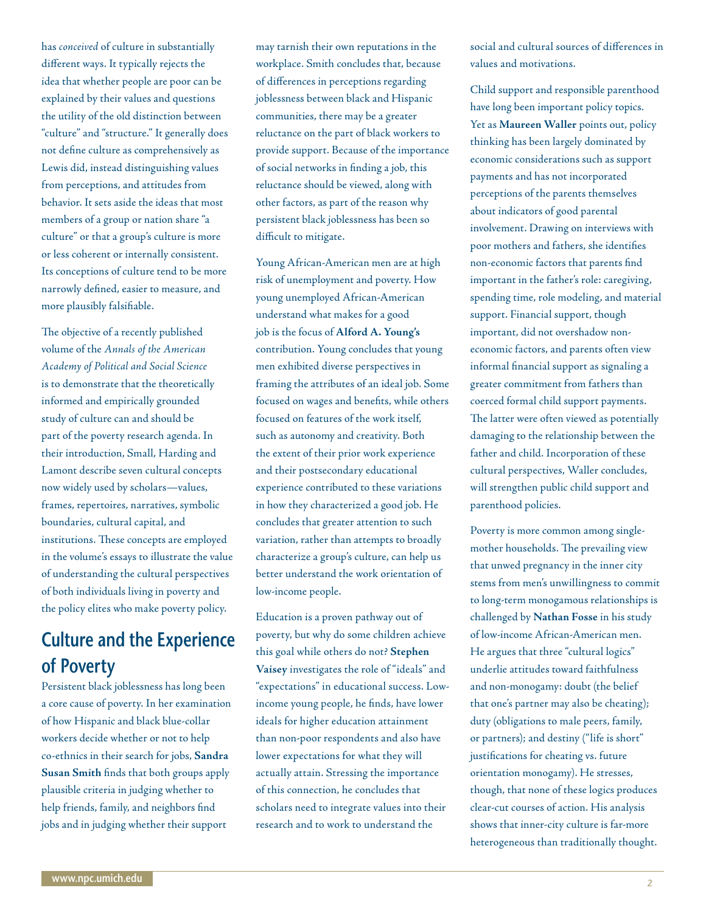has *conceived* of culture in substantially different ways. It typically rejects the idea that whether people are poor can be explained by their values and questions the utility of the old distinction between "culture" and "structure." It generally does not define culture as comprehensively as Lewis did, instead distinguishing values from perceptions, and attitudes from behavior. It sets aside the ideas that most members of a group or nation share "a culture" or that a group's culture is more or less coherent or internally consistent. Its conceptions of culture tend to be more narrowly defined, easier to measure, and more plausibly falsifiable.

The objective of a recently published volume of the *Annals of the American Academy of Political and Social Science* is to demonstrate that the theoretically informed and empirically grounded study of culture can and should be part of the poverty research agenda. In their introduction, Small, Harding and Lamont describe seven cultural concepts now widely used by scholars—values, frames, repertoires, narratives, symbolic boundaries, cultural capital, and institutions. These concepts are employed in the volume's essays to illustrate the value of understanding the cultural perspectives of both individuals living in poverty and the policy elites who make poverty policy.

## Culture and the Experience of Poverty

Persistent black joblessness has long been a core cause of poverty. In her examination of how Hispanic and black blue-collar workers decide whether or not to help co-ethnics in their search for jobs, **Sandra Susan Smith** finds that both groups apply plausible criteria in judging whether to help friends, family, and neighbors find jobs and in judging whether their support may tarnish their own reputations in the workplace. Smith concludes that, because of differences in perceptions regarding joblessness between black and Hispanic communities, there may be a greater reluctance on the part of black workers to provide support. Because of the importance of social networks in finding a job, this reluctance should be viewed, along with other factors, as part of the reason why persistent black joblessness has been so difficult to mitigate.

Young African-American men are at high risk of unemployment and poverty. How young unemployed African-American understand what makes for a good job is the focus of **Alford A. Young's** contribution. Young concludes that young men exhibited diverse perspectives in framing the attributes of an ideal job. Some focused on wages and benefits, while others focused on features of the work itself, such as autonomy and creativity. Both the extent of their prior work experience and their postsecondary educational experience contributed to these variations in how they characterized a good job. He concludes that greater attention to such variation, rather than attempts to broadly characterize a group's culture, can help us better understand the work orientation of low-income people.

Education is a proven pathway out of poverty, but why do some children achieve this goal while others do not? **Stephen Vaisey** investigates the role of "ideals" and "expectations" in educational success. Low-income young people, he finds, have lower ideals for higher education attainment than non-poor respondents and also have lower expectations for what they will actually attain. Stressing the importance of this connection, he concludes that scholars need to integrate values into their research and to work to understand the social and cultural sources of differences in values and motivations.

Child support and responsible parenthood have long been important policy topics. Yet as **Maureen Waller** points out, policy thinking has been largely dominated by economic considerations such as support payments and has not incorporated perceptions of the parents themselves about indicators of good parental involvement. Drawing on interviews with poor mothers and fathers, she identifies non-economic factors that parents find important in the father's role: caregiving, spending time, role modeling, and material support. Financial support, though important, did not overshadow non-economic factors, and parents often view informal financial support as signaling a greater commitment from fathers than coerced formal child support payments. The latter were often viewed as potentially damaging to the relationship between the father and child. Incorporation of these cultural perspectives, Waller concludes, will strengthen public child support and parenthood policies.

Poverty is more common among single-mother households. The prevailing view that unwed pregnancy in the inner city stems from men's unwillingness to commit to long-term monogamous relationships is challenged by **Nathan Fosse** in his study of low-income African-American men. He argues that three "cultural logics" underlie attitudes toward faithfulness and non-monogamy: doubt (the belief that one's partner may also be cheating); duty (obligations to male peers, family, or partners); and destiny ("life is short" justifications for cheating vs. future orientation monogamy). He stresses, though, that none of these logics produces clear-cut courses of action. His analysis shows that inner-city culture is far-more heterogeneous than traditionally thought.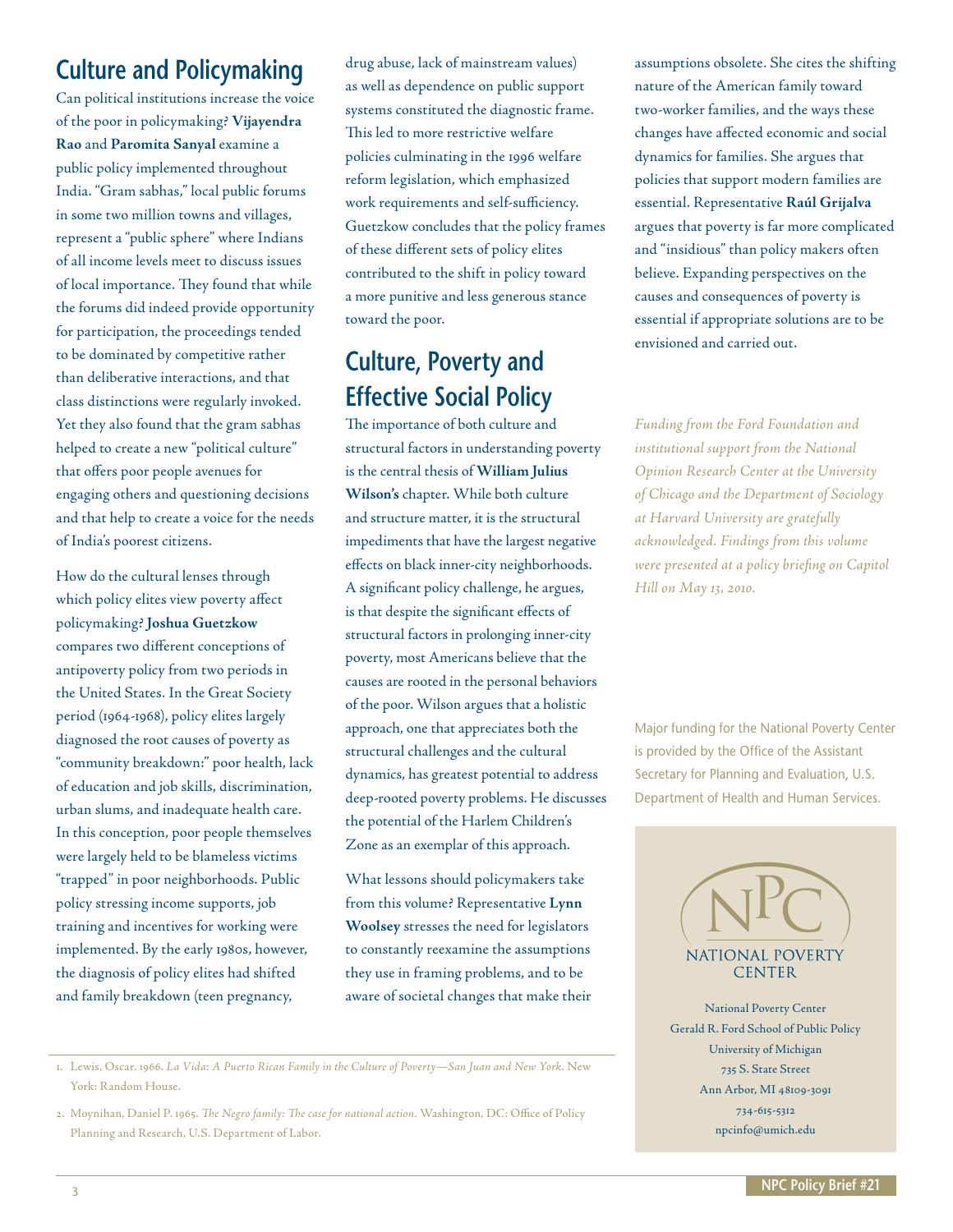## Culture and Policymaking

Can political institutions increase the voice of the poor in policymaking? **Vijayendra Rao** and **Paromita Sanyal** examine a public policy implemented throughout India. "Gram sabhas," local public forums in some two million towns and villages, represent a "public sphere" where Indians of all income levels meet to discuss issues of local importance. They found that while the forums did indeed provide opportunity for participation, the proceedings tended to be dominated by competitive rather than deliberative interactions, and that class distinctions were regularly invoked. Yet they also found that the gram sabhas helped to create a new "political culture" that offers poor people avenues for engaging others and questioning decisions and that help to create a voice for the needs of India's poorest citizens.

How do the cultural lenses through which policy elites view poverty affect policymaking? **Joshua Guetzkow** compares two different conceptions of antipoverty policy from two periods in the United States. In the Great Society period (1964-1968), policy elites largely diagnosed the root causes of poverty as "community breakdown:" poor health, lack of education and job skills, discrimination, urban slums, and inadequate health care. In this conception, poor people themselves were largely held to be blameless victims "trapped" in poor neighborhoods. Public policy stressing income supports, job training and incentives for working were implemented. By the early 1980s, however, the diagnosis of policy elites had shifted and family breakdown (teen pregnancy, drug abuse, lack of mainstream values) as well as dependence on public support systems constituted the diagnostic frame. This led to more restrictive welfare policies culminating in the 1996 welfare reform legislation, which emphasized work requirements and self-sufficiency. Guetzkow concludes that the policy frames of these different sets of policy elites contributed to the shift in policy toward a more punitive and less generous stance toward the poor.

## Culture, Poverty and Effective Social Policy

The importance of both culture and structural factors in understanding poverty is the central thesis of **William Julius Wilson's** chapter. While both culture and structure matter, it is the structural impediments that have the largest negative effects on black inner-city neighborhoods. A significant policy challenge, he argues, is that despite the significant effects of structural factors in prolonging inner-city poverty, most Americans believe that the causes are rooted in the personal behaviors of the poor. Wilson argues that a holistic approach, one that appreciates both the structural challenges and the cultural dynamics, has greatest potential to address deep-rooted poverty problems. He discusses the potential of the Harlem Children's Zone as an exemplar of this approach.

What lessons should policymakers take from this volume? Representative **Lynn Woolsey** stresses the need for legislators to constantly reexamine the assumptions they use in framing problems, and to be aware of societal changes that make their assumptions obsolete. She cites the shifting nature of the American family toward two-worker families, and the ways these changes have affected economic and social dynamics for families. She argues that policies that support modern families are essential. Representative **Raúl Grijalva** argues that poverty is far more complicated and "insidious" than policy makers often believe. Expanding perspectives on the causes and consequences of poverty is essential if appropriate solutions are to be envisioned and carried out.

*Funding from the Ford Foundation and institutional support from the National Opinion Research Center at the University of Chicago and the Department of Sociology at Harvard University are gratefully acknowledged. Findings from this volume were presented at a policy briefing on Capitol Hill on May 13, 2010.*

Major funding for the National Poverty Center is provided by the Office of the Assistant Secretary for Planning and Evaluation, U.S. Department of Health and Human Services.

NPC
NATIONAL POVERTY CENTER

National Poverty Center
Gerald R. Ford School of Public Policy
University of Michigan
735 S. State Street
Ann Arbor, MI 48109-3091
734-615-5312
npcinfo@umich.edu

1. Lewis, Oscar. 1966. *La Vida: A Puerto Rican Family in the Culture of Poverty—San Juan and New York*. New York: Random House.
2. Moynihan, Daniel P. 1965. *The Negro family: The case for national action*. Washington, DC: Office of Policy Planning and Research, U.S. Department of Labor.